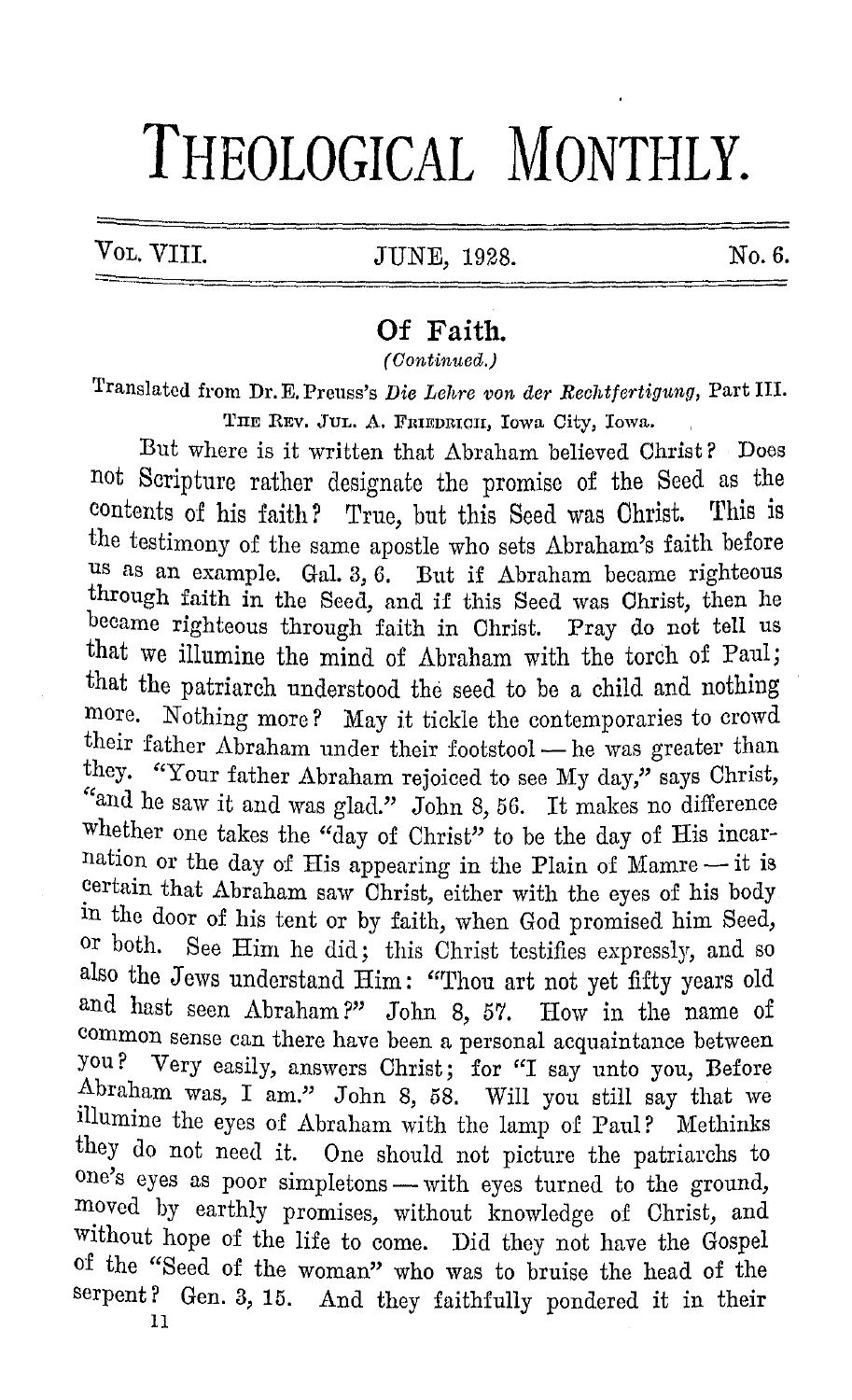# THEOLOGICAL MONTHLY.

Vol. VIII. JUNE, 1928. No. 6.

## Of Faith.

*(Continued.)*

Translated from Dr. E. Preuss's *Die Lehre von der Rechtfertigung*, Part III.

The Rev. Jul. A. Friedrich, Iowa City, Iowa.

But where is it written that Abraham believed Christ? Does not Scripture rather designate the promise of the Seed as the contents of his faith? True, but this Seed was Christ. This is the testimony of the same apostle who sets Abraham's faith before us as an example. Gal. 3, 6. But if Abraham became righteous through faith in the Seed, and if this Seed was Christ, then he became righteous through faith in Christ. Pray do not tell us that we illumine the mind of Abraham with the torch of Paul; that the patriarch understood the seed to be a child and nothing more. Nothing more? May it tickle the contemporaries to crowd their father Abraham under their footstool — he was greater than they. "Your father Abraham rejoiced to see My day," says Christ, "and he saw it and was glad." John 8, 56. It makes no difference whether one takes the "day of Christ" to be the day of His incarnation or the day of His appearing in the Plain of Mamre — it is certain that Abraham saw Christ, either with the eyes of his body in the door of his tent or by faith, when God promised him Seed, or both. See Him he did; this Christ testifies expressly, and so also the Jews understand Him: "Thou art not yet fifty years old and hast seen Abraham?" John 8, 57. How in the name of common sense can there have been a personal acquaintance between you? Very easily, answers Christ; for "I say unto you, Before Abraham was, I am." John 8, 58. Will you still say that we illumine the eyes of Abraham with the lamp of Paul? Methinks they do not need it. One should not picture the patriarchs to one's eyes as poor simpletons — with eyes turned to the ground, moved by earthly promises, without knowledge of Christ, and without hope of the life to come. Did they not have the Gospel of the "Seed of the woman" who was to bruise the head of the serpent? Gen. 3, 15. And they faithfully pondered it in their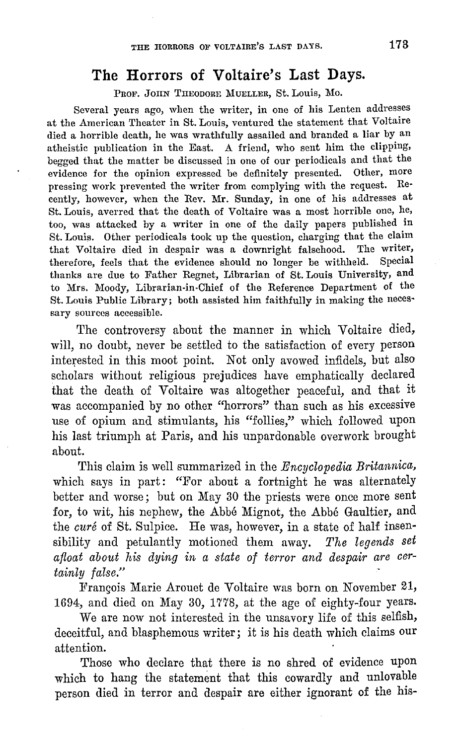# The Horrors of Voltaire's Last Days.

PROF. JOHN THEODORE MUELLER, St. Louis, Mo.

Several years ago, when the writer, in one of his Lenten addresses at the American Theater in St. Louis, ventured the statement that Voltaire died a horrible death, he was wrathfully assailed and branded a liar by an atheistic publication in the East. A friend, who sent him the clipping, begged that the matter be discussed in one of our periodicals and that the evidence for the opinion expressed be definitely presented. Other, more pressing work prevented the writer from complying with the request. Recently, however, when the Rev. Mr. Sunday, in one of his addresses at St. Louis, averred that the death of Voltaire was a most horrible one, he, too, was attacked by a writer in one of the daily papers published in St. Louis. Other periodicals took up the question, charging that the claim that Voltaire died in despair was a downright falsehood. The writer, therefore, feels that the evidence should no longer be withheld. Special thanks are due to Father Regnet, Librarian of St. Louis University, and to Mrs. Moody, Librarian-in-Chief of the Reference Department of the St. Louis Public Library; both assisted him faithfully in making the necessary sources accessible.

The controversy about the manner in which Voltaire died, will, no doubt, never be settled to the satisfaction of every person interested in this moot point. Not only avowed infidels, but also scholars without religious prejudices have emphatically declared that the death of Voltaire was altogether peaceful, and that it was accompanied by no other "horrors" than such as his excessive use of opium and stimulants, his "follies," which followed upon his last triumph at Paris, and his unpardonable overwork brought about.

This claim is well summarized in the *Encyclopedia Britannica*, which says in part: "For about a fortnight he was alternately better and worse; but on May 30 the priests were once more sent for, to wit, his nephew, the Abbé Mignot, the Abbé Gaultier, and the *curé* of St. Sulpice. He was, however, in a state of half insensibility and petulantly motioned them away. *The legends set afloat about his dying in a state of terror and despair are certainly false.*"

François Marie Arouet de Voltaire was born on November 21, 1694, and died on May 30, 1778, at the age of eighty-four years.

We are now not interested in the unsavory life of this selfish, deceitful, and blasphemous writer; it is his death which claims our attention.

Those who declare that there is no shred of evidence upon which to hang the statement that this cowardly and unlovable person died in terror and despair are either ignorant of the his-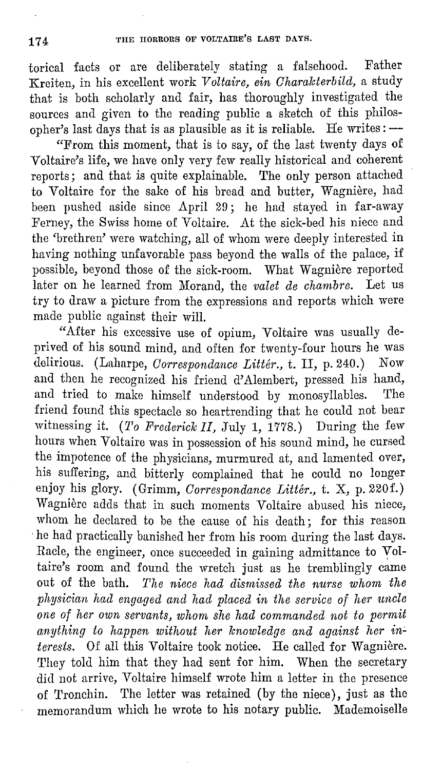torical facts or are deliberately stating a falsehood. Father Kreiten, in his excellent work *Voltaire, ein Charakterbild,* a study that is both scholarly and fair, has thoroughly investigated the sources and given to the reading public a sketch of this philosopher's last days that is as plausible as it is reliable. He writes: —

"From this moment, that is to say, of the last twenty days of Voltaire's life, we have only very few really historical and coherent reports; and that is quite explainable. The only person attached to Voltaire for the sake of his bread and butter, Wagnière, had been pushed aside since April 29; he had stayed in far-away Ferney, the Swiss home of Voltaire. At the sick-bed his niece and the 'brethren' were watching, all of whom were deeply interested in having nothing unfavorable pass beyond the walls of the palace, if possible, beyond those of the sick-room. What Wagnière reported later on he learned from Morand, the *valet de chambre.* Let us try to draw a picture from the expressions and reports which were made public against their will.

"After his excessive use of opium, Voltaire was usually deprived of his sound mind, and often for twenty-four hours he was delirious. (Laharpe, *Correspondance Littér.,* t. II, p. 240.) Now and then he recognized his friend d'Alembert, pressed his hand, and tried to make himself understood by monosyllables. The friend found this spectacle so heartrending that he could not bear witnessing it. (*To Frederick II,* July 1, 1778.) During the few hours when Voltaire was in possession of his sound mind, he cursed the impotence of the physicians, murmured at, and lamented over, his suffering, and bitterly complained that he could no longer enjoy his glory. (Grimm, *Correspondance Littér.,* t. X, p. 220f.) Wagnière adds that in such moments Voltaire abused his niece, whom he declared to be the cause of his death; for this reason he had practically banished her from his room during the last days. Racle, the engineer, once succeeded in gaining admittance to Voltaire's room and found the wretch just as he tremblingly came out of the bath. *The niece had dismissed the nurse whom the physician had engaged and had placed in the service of her uncle one of her own servants, whom she had commanded not to permit anything to happen without her knowledge and against her interests.* Of all this Voltaire took notice. He called for Wagnière. They told him that they had sent for him. When the secretary did not arrive, Voltaire himself wrote him a letter in the presence of Tronchin. The letter was retained (by the niece), just as the memorandum which he wrote to his notary public. Mademoiselle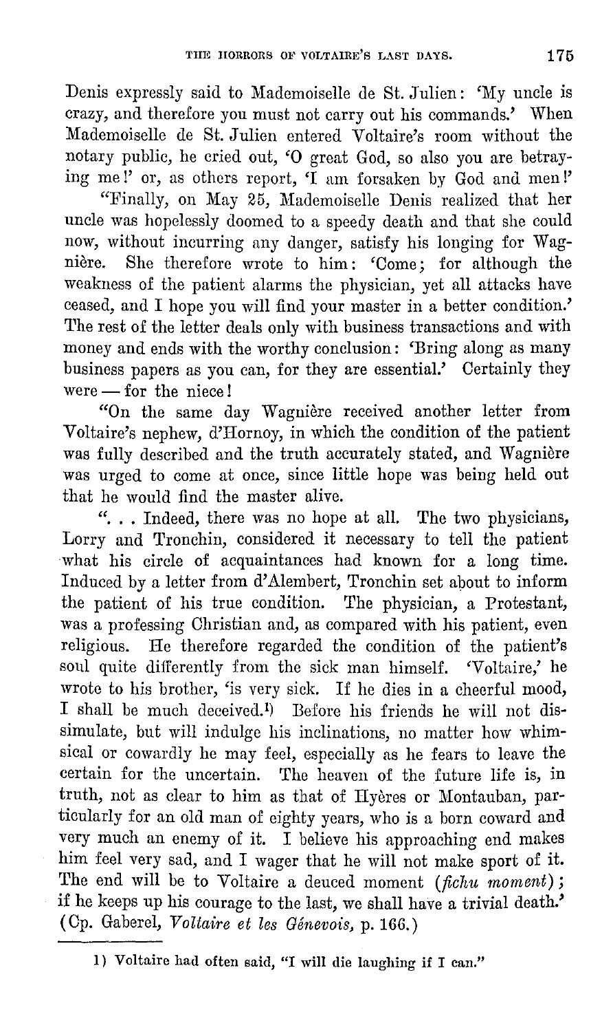Denis expressly said to Mademoiselle de St. Julien: 'My uncle is crazy, and therefore you must not carry out his commands.' When Mademoiselle de St. Julien entered Voltaire's room without the notary public, he cried out, 'O great God, so also you are betraying me!' or, as others report, 'I am forsaken by God and men!'

"Finally, on May 25, Mademoiselle Denis realized that her uncle was hopelessly doomed to a speedy death and that she could now, without incurring any danger, satisfy his longing for Wagnière. She therefore wrote to him: 'Come; for although the weakness of the patient alarms the physician, yet all attacks have ceased, and I hope you will find your master in a better condition.' The rest of the letter deals only with business transactions and with money and ends with the worthy conclusion: 'Bring along as many business papers as you can, for they are essential.' Certainly they were — for the niece!

"On the same day Wagnière received another letter from Voltaire's nephew, d'Hornoy, in which the condition of the patient was fully described and the truth accurately stated, and Wagnière was urged to come at once, since little hope was being held out that he would find the master alive.

". . . Indeed, there was no hope at all. The two physicians, Lorry and Tronchin, considered it necessary to tell the patient what his circle of acquaintances had known for a long time. Induced by a letter from d'Alembert, Tronchin set about to inform the patient of his true condition. The physician, a Protestant, was a professing Christian and, as compared with his patient, even religious. He therefore regarded the condition of the patient's soul quite differently from the sick man himself. 'Voltaire,' he wrote to his brother, 'is very sick. If he dies in a cheerful mood, I shall be much deceived.[1] Before his friends he will not dissimulate, but will indulge his inclinations, no matter how whimsical or cowardly he may feel, especially as he fears to leave the certain for the uncertain. The heaven of the future life is, in truth, not as clear to him as that of Hyères or Montauban, particularly for an old man of eighty years, who is a born coward and very much an enemy of it. I believe his approaching end makes him feel very sad, and I wager that he will not make sport of it. The end will be to Voltaire a deuced moment (*fichu moment*); if he keeps up his courage to the last, we shall have a trivial death.' (Cp. Gaberel, *Voltaire et les Génevois*, p. 166.)

---

[1] Voltaire had often said, "I will die laughing if I can."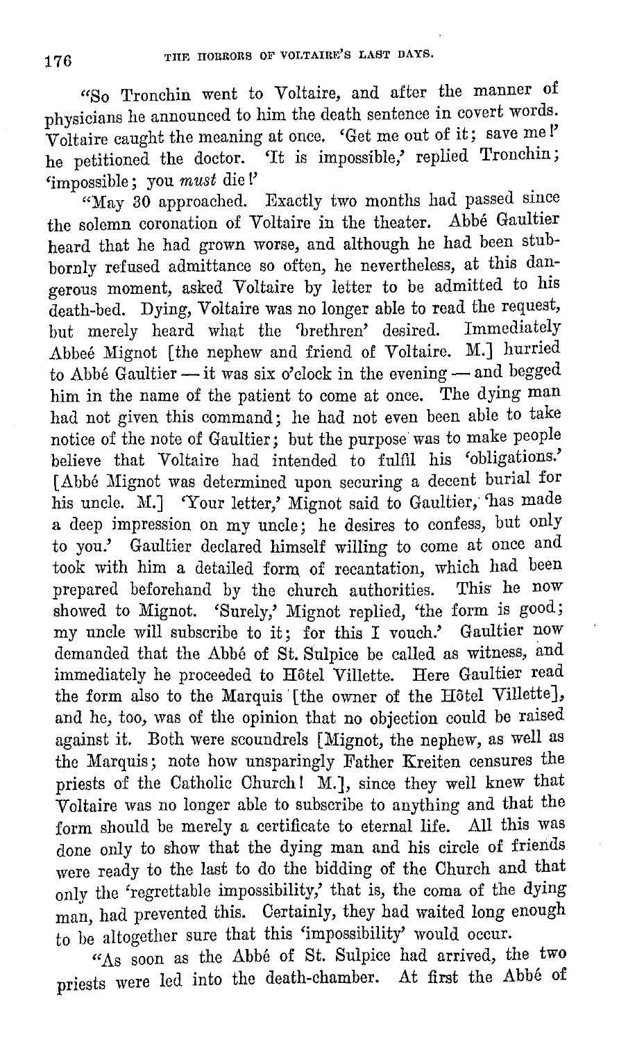"So Tronchin went to Voltaire, and after the manner of physicians he announced to him the death sentence in covert words. Voltaire caught the meaning at once. 'Get me out of it; save me!' he petitioned the doctor. 'It is impossible,' replied Tronchin; 'impossible; you *must* die!'

"May 30 approached. Exactly two months had passed since the solemn coronation of Voltaire in the theater. Abbé Gaultier heard that he had grown worse, and although he had been stubbornly refused admittance so often, he nevertheless, at this dangerous moment, asked Voltaire by letter to be admitted to his death-bed. Dying, Voltaire was no longer able to read the request, but merely heard what the 'brethren' desired. Immediately Abbeé Mignot [the nephew and friend of Voltaire. M.] hurried to Abbé Gaultier — it was six o'clock in the evening — and begged him in the name of the patient to come at once. The dying man had not given this command; he had not even been able to take notice of the note of Gaultier; but the purpose was to make people believe that Voltaire had intended to fulfil his 'obligations.' [Abbé Mignot was determined upon securing a decent burial for his uncle. M.] 'Your letter,' Mignot said to Gaultier, 'has made a deep impression on my uncle; he desires to confess, but only to you.' Gaultier declared himself willing to come at once and took with him a detailed form of recantation, which had been prepared beforehand by the church authorities. This he now showed to Mignot. 'Surely,' Mignot replied, 'the form is good; my uncle will subscribe to it; for this I vouch.' Gaultier now demanded that the Abbé of St. Sulpice be called as witness, and immediately he proceeded to Hôtel Villette. Here Gaultier read the form also to the Marquis [the owner of the Hôtel Villette], and he, too, was of the opinion that no objection could be raised against it. Both were scoundrels [Mignot, the nephew, as well as the Marquis; note how unsparingly Father Kreiten censures the priests of the Catholic Church! M.], since they well knew that Voltaire was no longer able to subscribe to anything and that the form should be merely a certificate to eternal life. All this was done only to show that the dying man and his circle of friends were ready to the last to do the bidding of the Church and that only the 'regrettable impossibility,' that is, the coma of the dying man, had prevented this. Certainly, they had waited long enough to be altogether sure that this 'impossibility' would occur.

"As soon as the Abbé of St. Sulpice had arrived, the two priests were led into the death-chamber. At first the Abbé of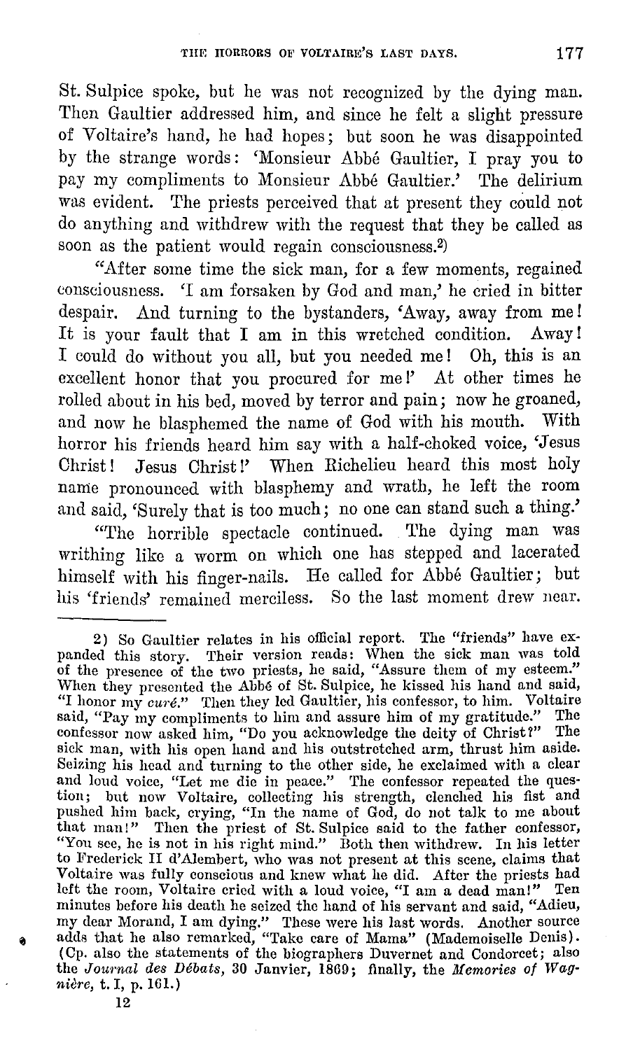St. Sulpice spoke, but he was not recognized by the dying man. Then Gaultier addressed him, and since he felt a slight pressure of Voltaire's hand, he had hopes; but soon he was disappointed by the strange words: 'Monsieur Abbé Gaultier, I pray you to pay my compliments to Monsieur Abbé Gaultier.' The delirium was evident. The priests perceived that at present they could not do anything and withdrew with the request that they be called as soon as the patient would regain consciousness.[2]

"After some time the sick man, for a few moments, regained consciousness. 'I am forsaken by God and man,' he cried in bitter despair. And turning to the bystanders, 'Away, away from me! It is your fault that I am in this wretched condition. Away! I could do without you all, but you needed me! Oh, this is an excellent honor that you procured for me!' At other times he rolled about in his bed, moved by terror and pain; now he groaned, and now he blasphemed the name of God with his mouth. With horror his friends heard him say with a half-choked voice, 'Jesus Christ! Jesus Christ!' When Richelieu heard this most holy name pronounced with blasphemy and wrath, he left the room and said, 'Surely that is too much; no one can stand such a thing.'

"The horrible spectacle continued. The dying man was writhing like a worm on which one has stepped and lacerated himself with his finger-nails. He called for Abbé Gaultier; but his 'friends' remained merciless. So the last moment drew near.

---

2) So Gaultier relates in his official report. The "friends" have expanded this story. Their version reads: When the sick man was told of the presence of the two priests, he said, "Assure them of my esteem." When they presented the Abbé of St. Sulpice, he kissed his hand and said, "I honor my *curé*." Then they led Gaultier, his confessor, to him. Voltaire said, "Pay my compliments to him and assure him of my gratitude." The confessor now asked him, "Do you acknowledge the deity of Christ?" The sick man, with his open hand and his outstretched arm, thrust him aside. Seizing his head and turning to the other side, he exclaimed with a clear and loud voice, "Let me die in peace." The confessor repeated the question; but now Voltaire, collecting his strength, clenched his fist and pushed him back, crying, "In the name of God, do not talk to me about that man!" Then the priest of St. Sulpice said to the father confessor, "You see, he is not in his right mind." Both then withdrew. In his letter to Frederick II d'Alembert, who was not present at this scene, claims that Voltaire was fully conscious and knew what he did. After the priests had left the room, Voltaire cried with a loud voice, "I am a dead man!" Ten minutes before his death he seized the hand of his servant and said, "Adieu, my dear Morand, I am dying." These were his last words. Another source adds that he also remarked, "Take care of Mama" (Mademoiselle Denis). (Cp. also the statements of the biographers Duvernet and Condorcet; also the *Journal des Débats*, 30 Janvier, 1869; finally, the *Memories of Wagnière*, t. I, p. 161.)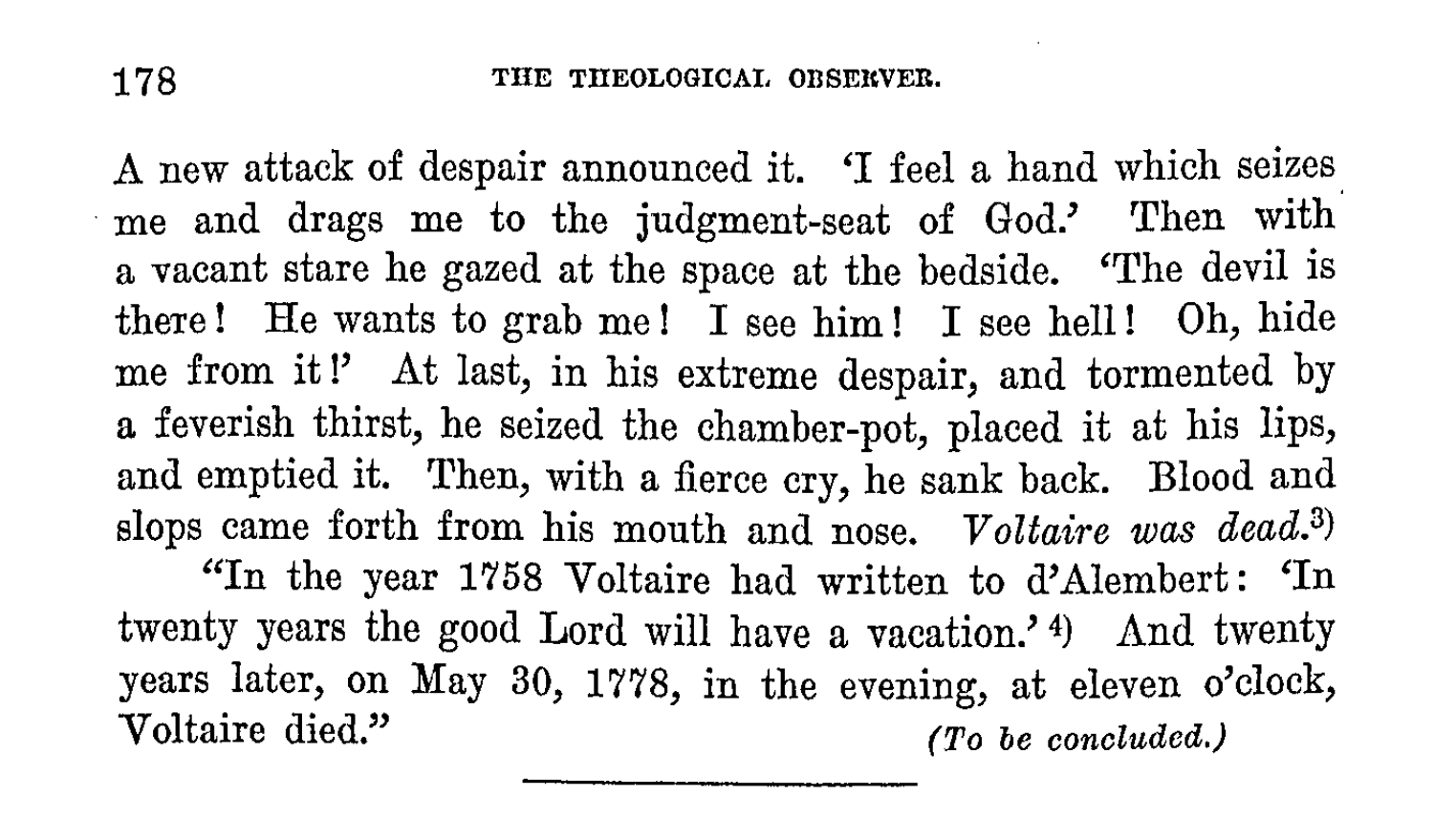A new attack of despair announced it. 'I feel a hand which seizes me and drags me to the judgment-seat of God.' Then with a vacant stare he gazed at the space at the bedside. 'The devil is there! He wants to grab me! I see him! I see hell! Oh, hide me from it!' At last, in his extreme despair, and tormented by a feverish thirst, he seized the chamber-pot, placed it at his lips, and emptied it. Then, with a fierce cry, he sank back. Blood and slops came forth from his mouth and nose. *Voltaire was dead.*[3])

"In the year 1758 Voltaire had written to d'Alembert: 'In twenty years the good Lord will have a vacation.'[4]) And twenty years later, on May 30, 1778, in the evening, at eleven o'clock, Voltaire died."

*(To be concluded.)*